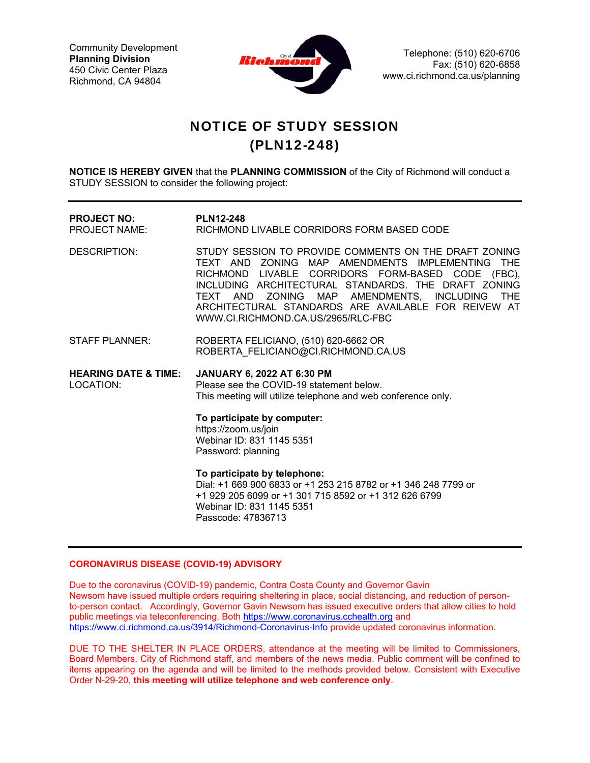Community Development
**Planning Division**
450 Civic Center Plaza
Richmond, CA 94804

Telephone: (510) 620-6706
Fax: (510) 620-6858
www.ci.richmond.ca.us/planning

# NOTICE OF STUDY SESSION
# (PLN12-248)

**NOTICE IS HEREBY GIVEN** that the **PLANNING COMMISSION** of the City of Richmond will conduct a STUDY SESSION to consider the following project:

---

**PROJECT NO:** **PLN12-248**
PROJECT NAME: RICHMOND LIVABLE CORRIDORS FORM BASED CODE

DESCRIPTION: STUDY SESSION TO PROVIDE COMMENTS ON THE DRAFT ZONING TEXT AND ZONING MAP AMENDMENTS IMPLEMENTING THE RICHMOND LIVABLE CORRIDORS FORM-BASED CODE (FBC), INCLUDING ARCHITECTURAL STANDARDS. THE DRAFT ZONING TEXT AND ZONING MAP AMENDMENTS, INCLUDING THE ARCHITECTURAL STANDARDS ARE AVAILABLE FOR REIVEW AT WWW.CI.RICHMOND.CA.US/2965/RLC-FBC

STAFF PLANNER: ROBERTA FELICIANO, (510) 620-6662 OR ROBERTA_FELICIANO@CI.RICHMOND.CA.US

**HEARING DATE & TIME:** **JANUARY 6, 2022 AT 6:30 PM**
LOCATION: Please see the COVID-19 statement below.
This meeting will utilize telephone and web conference only.

**To participate by computer:**
https://zoom.us/join
Webinar ID: 831 1145 5351
Password: planning

**To participate by telephone:**
Dial: +1 669 900 6833 or +1 253 215 8782 or +1 346 248 7799 or +1 929 205 6099 or +1 301 715 8592 or +1 312 626 6799
Webinar ID: 831 1145 5351
Passcode: 47836713

---

**CORONAVIRUS DISEASE (COVID-19) ADVISORY**

Due to the coronavirus (COVID-19) pandemic, Contra Costa County and Governor Gavin Newsom have issued multiple orders requiring sheltering in place, social distancing, and reduction of person-to-person contact. Accordingly, Governor Gavin Newsom has issued executive orders that allow cities to hold public meetings via teleconferencing. Both https://www.coronavirus.cchealth.org and https://www.ci.richmond.ca.us/3914/Richmond-Coronavirus-Info provide updated coronavirus information.

DUE TO THE SHELTER IN PLACE ORDERS, attendance at the meeting will be limited to Commissioners, Board Members, City of Richmond staff, and members of the news media. Public comment will be confined to items appearing on the agenda and will be limited to the methods provided below. Consistent with Executive Order N-29-20, **this meeting will utilize telephone and web conference only**.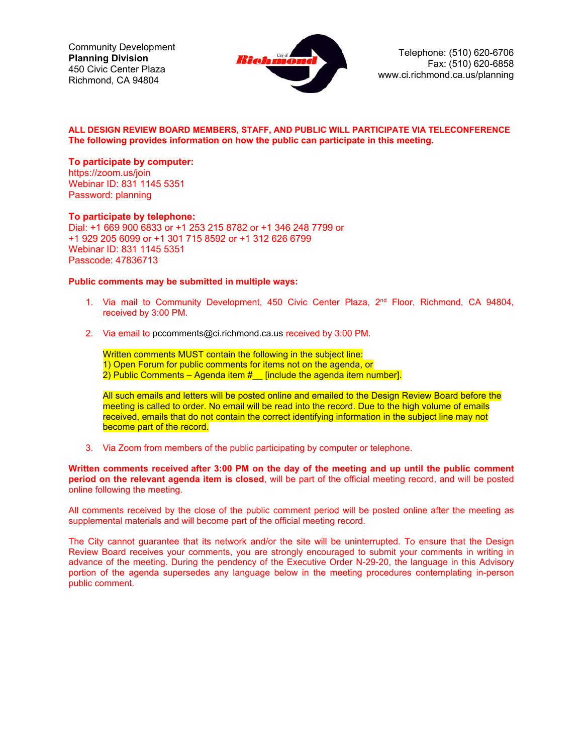Community Development
**Planning Division**
450 Civic Center Plaza
Richmond, CA 94804

Telephone: (510) 620-6706
Fax: (510) 620-6858
www.ci.richmond.ca.us/planning

**ALL DESIGN REVIEW BOARD MEMBERS, STAFF, AND PUBLIC WILL PARTICIPATE VIA TELECONFERENCE**
**The following provides information on how the public can participate in this meeting.**

**To participate by computer:**
https://zoom.us/join
Webinar ID: 831 1145 5351
Password: planning

**To participate by telephone:**
Dial: +1 669 900 6833 or +1 253 215 8782 or +1 346 248 7799 or
+1 929 205 6099 or +1 301 715 8592 or +1 312 626 6799
Webinar ID: 831 1145 5351
Passcode: 47836713

**Public comments may be submitted in multiple ways:**

1. Via mail to Community Development, 450 Civic Center Plaza, 2nd Floor, Richmond, CA 94804, received by 3:00 PM.

2. Via email to pccomments@ci.richmond.ca.us received by 3:00 PM.

   Written comments MUST contain the following in the subject line:
   1) Open Forum for public comments for items not on the agenda, or
   2) Public Comments – Agenda item #__ [include the agenda item number].

   All such emails and letters will be posted online and emailed to the Design Review Board before the meeting is called to order. No email will be read into the record. Due to the high volume of emails received, emails that do not contain the correct identifying information in the subject line may not become part of the record.

3. Via Zoom from members of the public participating by computer or telephone.

**Written comments received after 3:00 PM on the day of the meeting and up until the public comment period on the relevant agenda item is closed**, will be part of the official meeting record, and will be posted online following the meeting.

All comments received by the close of the public comment period will be posted online after the meeting as supplemental materials and will become part of the official meeting record.

The City cannot guarantee that its network and/or the site will be uninterrupted. To ensure that the Design Review Board receives your comments, you are strongly encouraged to submit your comments in writing in advance of the meeting. During the pendency of the Executive Order N-29-20, the language in this Advisory portion of the agenda supersedes any language below in the meeting procedures contemplating in-person public comment.